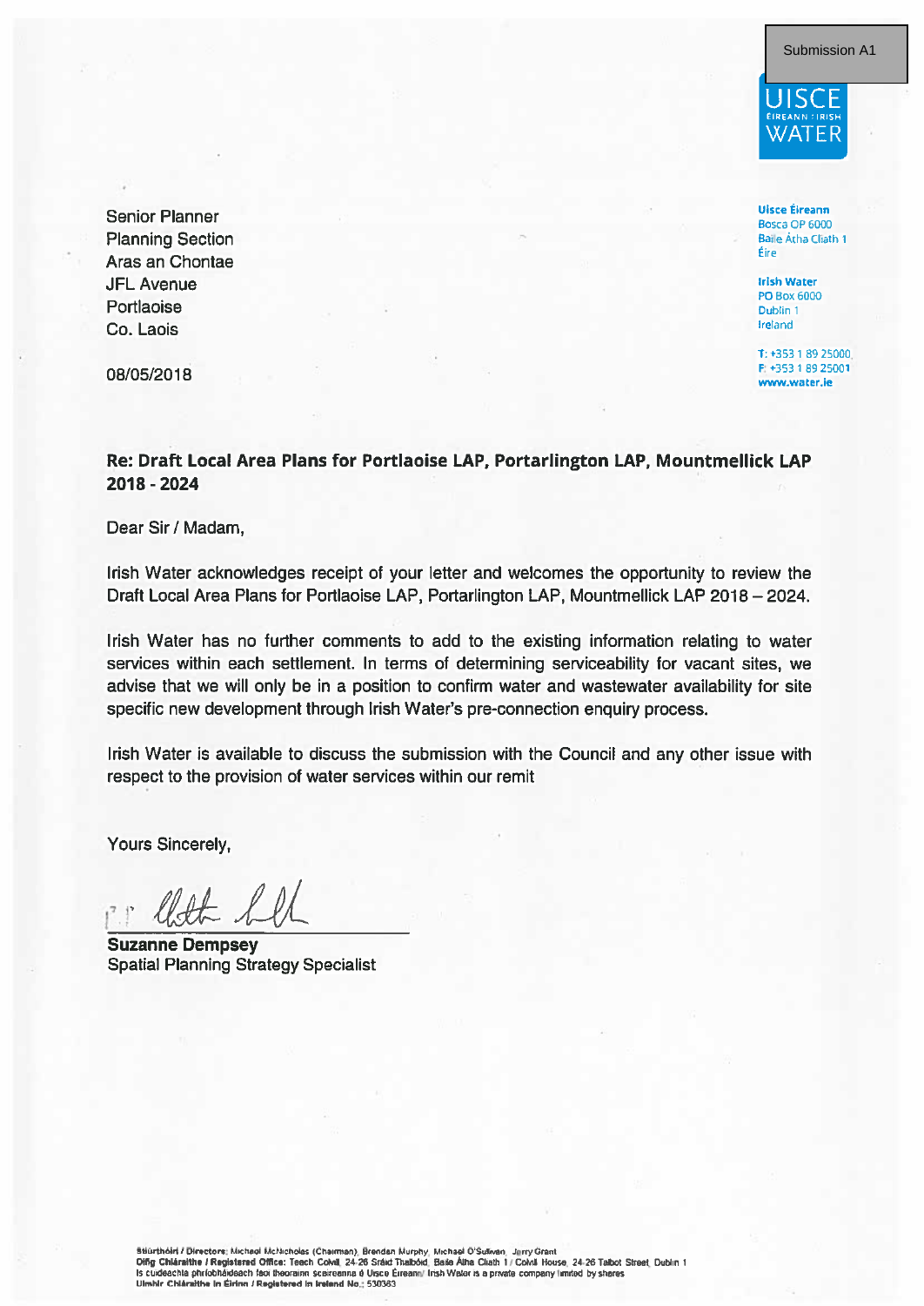Submission A1

UISCE
ÉIREANN : IRISH
WATER

**Uisce Éireann**
Bosca OP 6000
Baile Átha Cliath 1
Éire

**Irish Water**
PO Box 6000
Dublin 1
Ireland

T: +353 1 89 25000
F: +353 1 89 25001
**www.water.ie**

Senior Planner
Planning Section
Aras an Chontae
JFL Avenue
Portlaoise
Co. Laois

08/05/2018

**Re: Draft Local Area Plans for Portlaoise LAP, Portarlington LAP, Mountmellick LAP 2018 - 2024**

Dear Sir / Madam,

Irish Water acknowledges receipt of your letter and welcomes the opportunity to review the Draft Local Area Plans for Portlaoise LAP, Portarlington LAP, Mountmellick LAP 2018 – 2024.

Irish Water has no further comments to add to the existing information relating to water services within each settlement. In terms of determining serviceability for vacant sites, we advise that we will only be in a position to confirm water and wastewater availability for site specific new development through Irish Water's pre-connection enquiry process.

Irish Water is available to discuss the submission with the Council and any other issue with respect to the provision of water services within our remit

Yours Sincerely,

**Suzanne Dempsey**
Spatial Planning Strategy Specialist

Stiúrthóirí / Directors: Micheal McNicholas (Chairman), Brendan Murphy, Michael O'Sullivan, Jerry Grant
Oifig Chláraithe / Registered Office: Teach Colvill, 24-26 Sráid Thalbóid, Baile Átha Cliath 1 / Colvill House, 24-26 Talbot Street, Dublin 1
Is cuideachta phríobháideach faoi theorainn scaireanna ó Uisce Éireann / Irish Water is a private company limited by shares
Uimhir Chláraithe in Éirinn / Registered in Ireland No.: 530363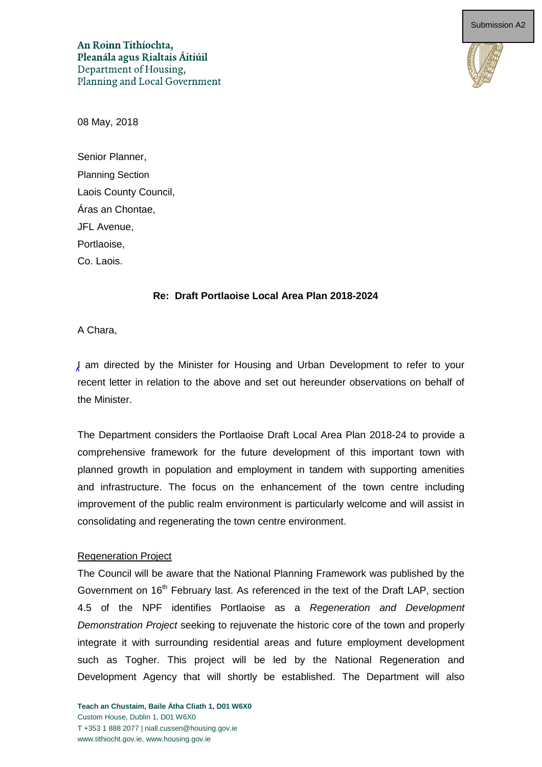Submission A2

An Roinn Tithíochta,
Pleanála agus Rialtais Áitiúil
Department of Housing,
Planning and Local Government

08 May, 2018

Senior Planner,
Planning Section
Laois County Council,
Áras an Chontae,
JFL Avenue,
Portlaoise,
Co. Laois.

**Re: Draft Portlaoise Local Area Plan 2018-2024**

A Chara,

I am directed by the Minister for Housing and Urban Development to refer to your recent letter in relation to the above and set out hereunder observations on behalf of the Minister.

The Department considers the Portlaoise Draft Local Area Plan 2018-24 to provide a comprehensive framework for the future development of this important town with planned growth in population and employment in tandem with supporting amenities and infrastructure. The focus on the enhancement of the town centre including improvement of the public realm environment is particularly welcome and will assist in consolidating and regenerating the town centre environment.

Regeneration Project

The Council will be aware that the National Planning Framework was published by the Government on 16th February last. As referenced in the text of the Draft LAP, section 4.5 of the NPF identifies Portlaoise as a *Regeneration and Development Demonstration Project* seeking to rejuvenate the historic core of the town and properly integrate it with surrounding residential areas and future employment development such as Togher. This project will be led by the National Regeneration and Development Agency that will shortly be established. The Department will also

**Teach an Chustaim, Baile Átha Cliath 1, D01 W6X0**
Custom House, Dublin 1, D01 W6X0
T +353 1 888 2077 | niall.cussen@housing.gov.ie
www.tithiocht.gov.ie, www.housing.gov.ie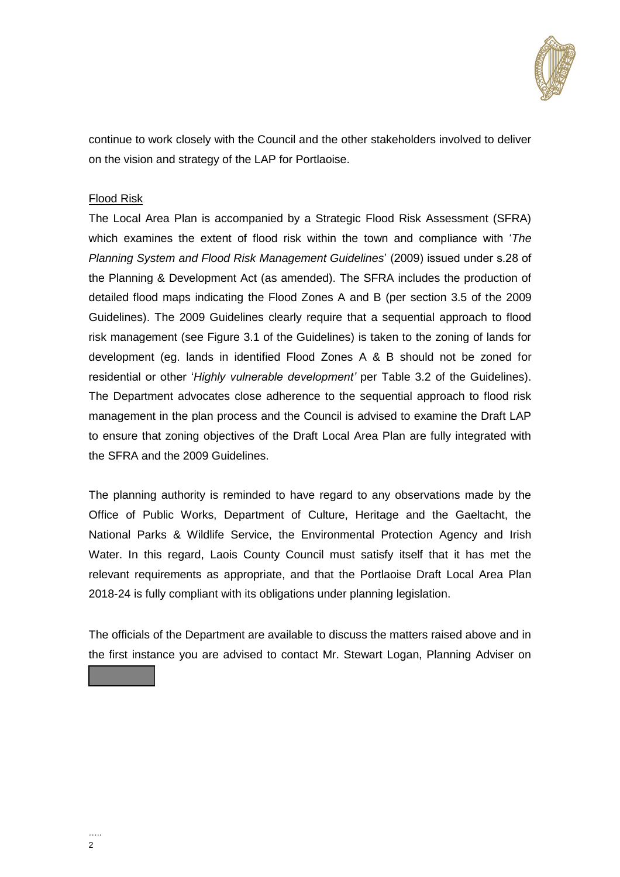continue to work closely with the Council and the other stakeholders involved to deliver on the vision and strategy of the LAP for Portlaoise.

Flood Risk

The Local Area Plan is accompanied by a Strategic Flood Risk Assessment (SFRA) which examines the extent of flood risk within the town and compliance with '*The Planning System and Flood Risk Management Guidelines*' (2009) issued under s.28 of the Planning & Development Act (as amended). The SFRA includes the production of detailed flood maps indicating the Flood Zones A and B (per section 3.5 of the 2009 Guidelines). The 2009 Guidelines clearly require that a sequential approach to flood risk management (see Figure 3.1 of the Guidelines) is taken to the zoning of lands for development (eg. lands in identified Flood Zones A & B should not be zoned for residential or other '*Highly vulnerable development'* per Table 3.2 of the Guidelines). The Department advocates close adherence to the sequential approach to flood risk management in the plan process and the Council is advised to examine the Draft LAP to ensure that zoning objectives of the Draft Local Area Plan are fully integrated with the SFRA and the 2009 Guidelines.

The planning authority is reminded to have regard to any observations made by the Office of Public Works, Department of Culture, Heritage and the Gaeltacht, the National Parks & Wildlife Service, the Environmental Protection Agency and Irish Water. In this regard, Laois County Council must satisfy itself that it has met the relevant requirements as appropriate, and that the Portlaoise Draft Local Area Plan 2018-24 is fully compliant with its obligations under planning legislation.

The officials of the Department are available to discuss the matters raised above and in the first instance you are advised to contact Mr. Stewart Logan, Planning Adviser on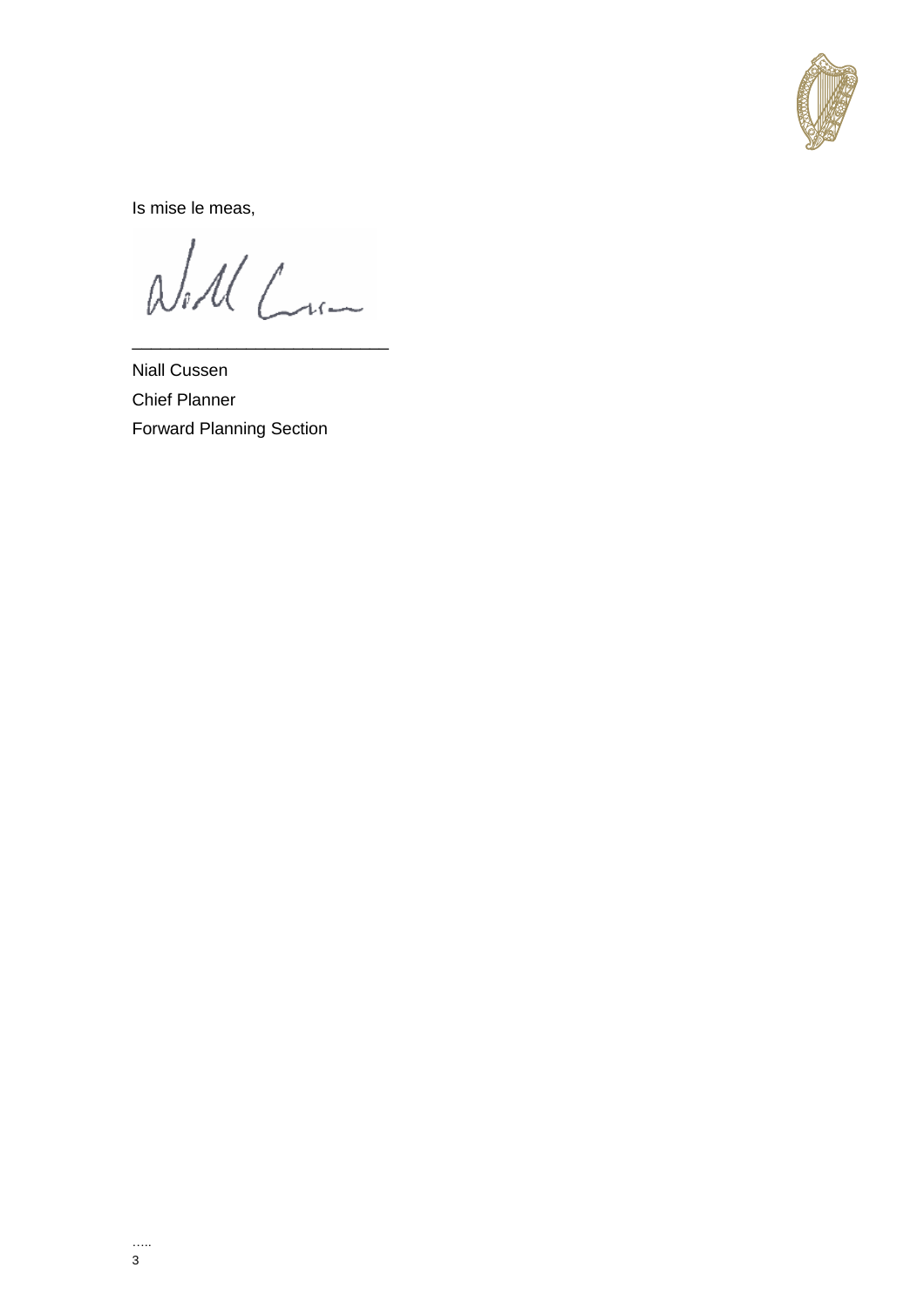Is mise le meas,

\_\_\_\_\_\_\_\_\_\_\_\_\_\_\_\_\_\_\_\_\_\_\_\_\_\_\_\_

Niall Cussen
Chief Planner
Forward Planning Section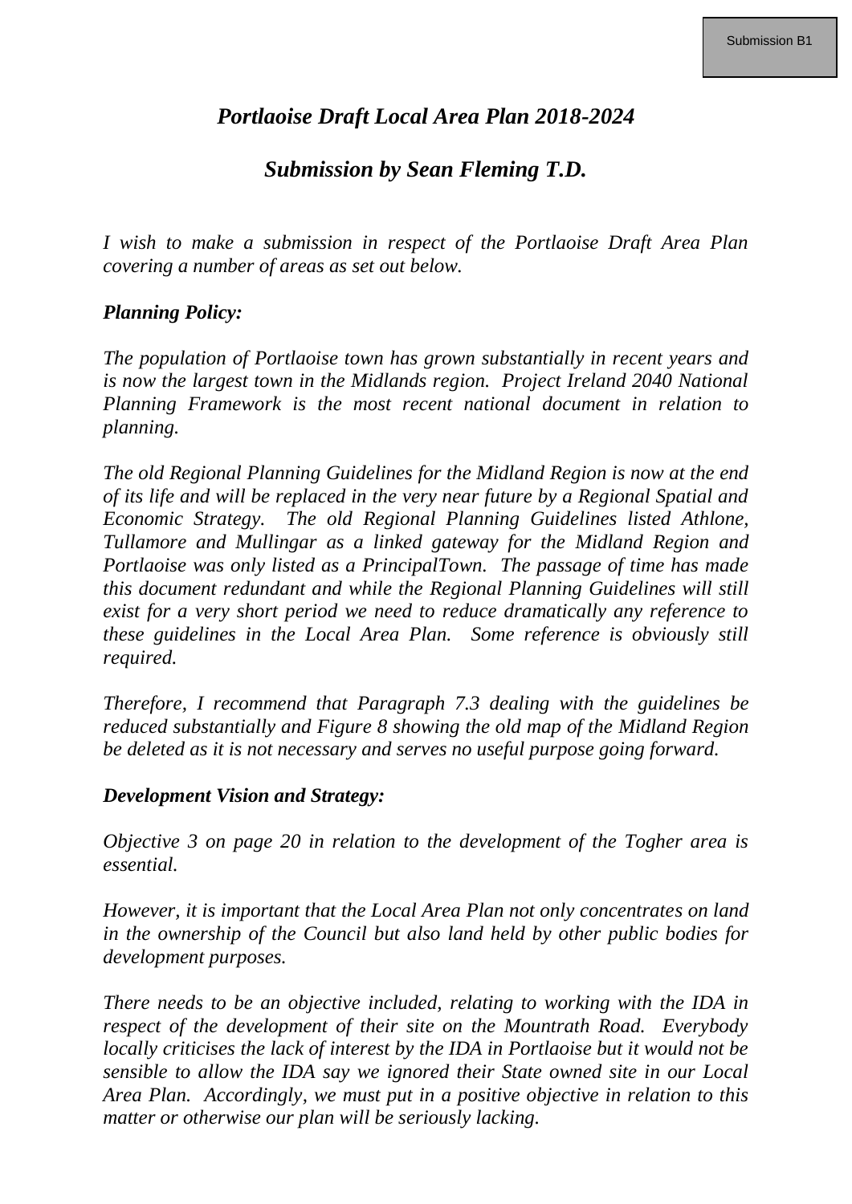Submission B1

# *Portlaoise Draft Local Area Plan 2018-2024*

## *Submission by Sean Fleming T.D.*

*I wish to make a submission in respect of the Portlaoise Draft Area Plan covering a number of areas as set out below.*

***Planning Policy:***

*The population of Portlaoise town has grown substantially in recent years and is now the largest town in the Midlands region. Project Ireland 2040 National Planning Framework is the most recent national document in relation to planning.*

*The old Regional Planning Guidelines for the Midland Region is now at the end of its life and will be replaced in the very near future by a Regional Spatial and Economic Strategy. The old Regional Planning Guidelines listed Athlone, Tullamore and Mullingar as a linked gateway for the Midland Region and Portlaoise was only listed as a PrincipalTown. The passage of time has made this document redundant and while the Regional Planning Guidelines will still exist for a very short period we need to reduce dramatically any reference to these guidelines in the Local Area Plan. Some reference is obviously still required.*

*Therefore, I recommend that Paragraph 7.3 dealing with the guidelines be reduced substantially and Figure 8 showing the old map of the Midland Region be deleted as it is not necessary and serves no useful purpose going forward.*

***Development Vision and Strategy:***

*Objective 3 on page 20 in relation to the development of the Togher area is essential.*

*However, it is important that the Local Area Plan not only concentrates on land in the ownership of the Council but also land held by other public bodies for development purposes.*

*There needs to be an objective included, relating to working with the IDA in respect of the development of their site on the Mountrath Road. Everybody locally criticises the lack of interest by the IDA in Portlaoise but it would not be sensible to allow the IDA say we ignored their State owned site in our Local Area Plan. Accordingly, we must put in a positive objective in relation to this matter or otherwise our plan will be seriously lacking.*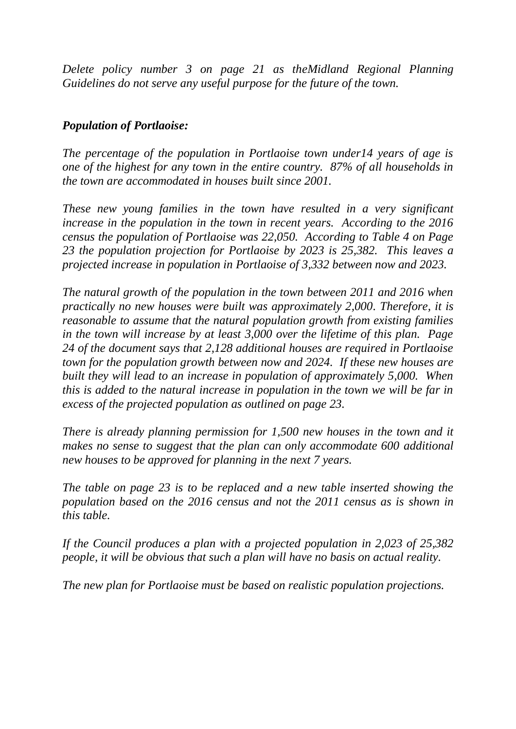*Delete policy number 3 on page 21 as theMidland Regional Planning Guidelines do not serve any useful purpose for the future of the town.*

***Population of Portlaoise:***

*The percentage of the population in Portlaoise town under14 years of age is one of the highest for any town in the entire country. 87% of all households in the town are accommodated in houses built since 2001.*

*These new young families in the town have resulted in a very significant increase in the population in the town in recent years. According to the 2016 census the population of Portlaoise was 22,050. According to Table 4 on Page 23 the population projection for Portlaoise by 2023 is 25,382. This leaves a projected increase in population in Portlaoise of 3,332 between now and 2023.*

*The natural growth of the population in the town between 2011 and 2016 when practically no new houses were built was approximately 2,000. Therefore, it is reasonable to assume that the natural population growth from existing families in the town will increase by at least 3,000 over the lifetime of this plan. Page 24 of the document says that 2,128 additional houses are required in Portlaoise town for the population growth between now and 2024. If these new houses are built they will lead to an increase in population of approximately 5,000. When this is added to the natural increase in population in the town we will be far in excess of the projected population as outlined on page 23.*

*There is already planning permission for 1,500 new houses in the town and it makes no sense to suggest that the plan can only accommodate 600 additional new houses to be approved for planning in the next 7 years.*

*The table on page 23 is to be replaced and a new table inserted showing the population based on the 2016 census and not the 2011 census as is shown in this table.*

*If the Council produces a plan with a projected population in 2,023 of 25,382 people, it will be obvious that such a plan will have no basis on actual reality.*

*The new plan for Portlaoise must be based on realistic population projections.*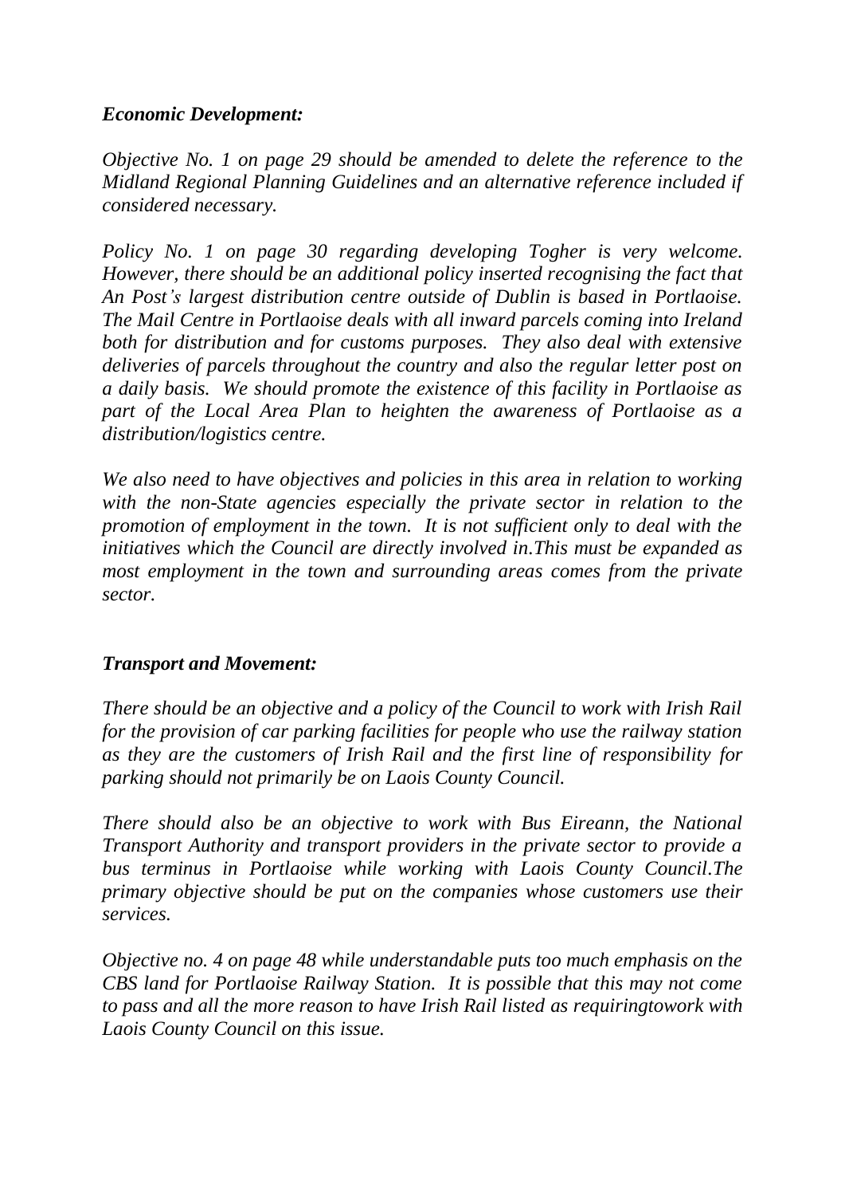***Economic Development:***

*Objective No. 1 on page 29 should be amended to delete the reference to the Midland Regional Planning Guidelines and an alternative reference included if considered necessary.*

*Policy No. 1 on page 30 regarding developing Togher is very welcome. However, there should be an additional policy inserted recognising the fact that An Post's largest distribution centre outside of Dublin is based in Portlaoise. The Mail Centre in Portlaoise deals with all inward parcels coming into Ireland both for distribution and for customs purposes. They also deal with extensive deliveries of parcels throughout the country and also the regular letter post on a daily basis. We should promote the existence of this facility in Portlaoise as part of the Local Area Plan to heighten the awareness of Portlaoise as a distribution/logistics centre.*

*We also need to have objectives and policies in this area in relation to working with the non-State agencies especially the private sector in relation to the promotion of employment in the town. It is not sufficient only to deal with the initiatives which the Council are directly involved in.This must be expanded as most employment in the town and surrounding areas comes from the private sector.*

***Transport and Movement:***

*There should be an objective and a policy of the Council to work with Irish Rail for the provision of car parking facilities for people who use the railway station as they are the customers of Irish Rail and the first line of responsibility for parking should not primarily be on Laois County Council.*

*There should also be an objective to work with Bus Eireann, the National Transport Authority and transport providers in the private sector to provide a bus terminus in Portlaoise while working with Laois County Council.The primary objective should be put on the companies whose customers use their services.*

*Objective no. 4 on page 48 while understandable puts too much emphasis on the CBS land for Portlaoise Railway Station. It is possible that this may not come to pass and all the more reason to have Irish Rail listed as requiringtowork with Laois County Council on this issue.*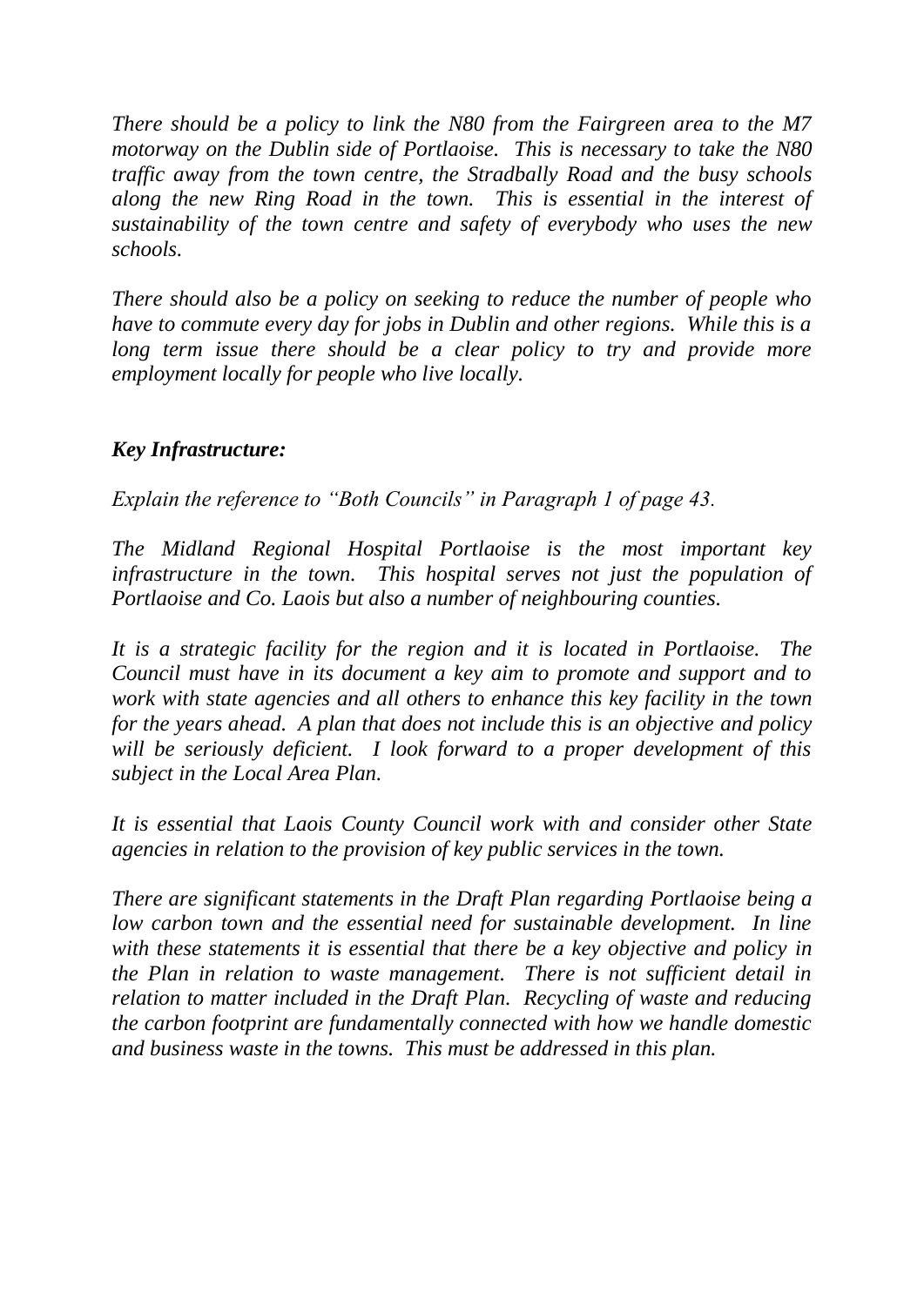*There should be a policy to link the N80 from the Fairgreen area to the M7 motorway on the Dublin side of Portlaoise. This is necessary to take the N80 traffic away from the town centre, the Stradbally Road and the busy schools along the new Ring Road in the town. This is essential in the interest of sustainability of the town centre and safety of everybody who uses the new schools.*

*There should also be a policy on seeking to reduce the number of people who have to commute every day for jobs in Dublin and other regions. While this is a long term issue there should be a clear policy to try and provide more employment locally for people who live locally.*

***Key Infrastructure:***

*Explain the reference to "Both Councils" in Paragraph 1 of page 43.*

*The Midland Regional Hospital Portlaoise is the most important key infrastructure in the town. This hospital serves not just the population of Portlaoise and Co. Laois but also a number of neighbouring counties.*

*It is a strategic facility for the region and it is located in Portlaoise. The Council must have in its document a key aim to promote and support and to work with state agencies and all others to enhance this key facility in the town for the years ahead. A plan that does not include this is an objective and policy will be seriously deficient. I look forward to a proper development of this subject in the Local Area Plan.*

*It is essential that Laois County Council work with and consider other State agencies in relation to the provision of key public services in the town.*

*There are significant statements in the Draft Plan regarding Portlaoise being a low carbon town and the essential need for sustainable development. In line with these statements it is essential that there be a key objective and policy in the Plan in relation to waste management. There is not sufficient detail in relation to matter included in the Draft Plan. Recycling of waste and reducing the carbon footprint are fundamentally connected with how we handle domestic and business waste in the towns. This must be addressed in this plan.*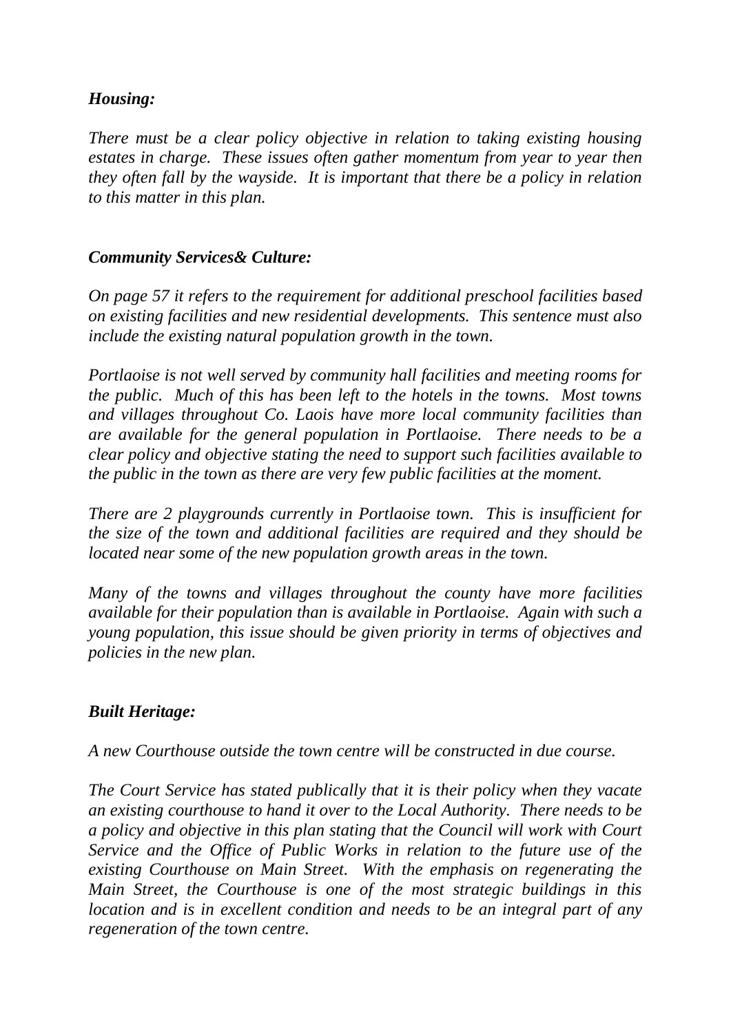***Housing:***

*There must be a clear policy objective in relation to taking existing housing estates in charge. These issues often gather momentum from year to year then they often fall by the wayside. It is important that there be a policy in relation to this matter in this plan.*

***Community Services& Culture:***

*On page 57 it refers to the requirement for additional preschool facilities based on existing facilities and new residential developments. This sentence must also include the existing natural population growth in the town.*

*Portlaoise is not well served by community hall facilities and meeting rooms for the public. Much of this has been left to the hotels in the towns. Most towns and villages throughout Co. Laois have more local community facilities than are available for the general population in Portlaoise. There needs to be a clear policy and objective stating the need to support such facilities available to the public in the town as there are very few public facilities at the moment.*

*There are 2 playgrounds currently in Portlaoise town. This is insufficient for the size of the town and additional facilities are required and they should be located near some of the new population growth areas in the town.*

*Many of the towns and villages throughout the county have more facilities available for their population than is available in Portlaoise. Again with such a young population, this issue should be given priority in terms of objectives and policies in the new plan.*

***Built Heritage:***

*A new Courthouse outside the town centre will be constructed in due course.*

*The Court Service has stated publically that it is their policy when they vacate an existing courthouse to hand it over to the Local Authority. There needs to be a policy and objective in this plan stating that the Council will work with Court Service and the Office of Public Works in relation to the future use of the existing Courthouse on Main Street. With the emphasis on regenerating the Main Street, the Courthouse is one of the most strategic buildings in this location and is in excellent condition and needs to be an integral part of any regeneration of the town centre.*